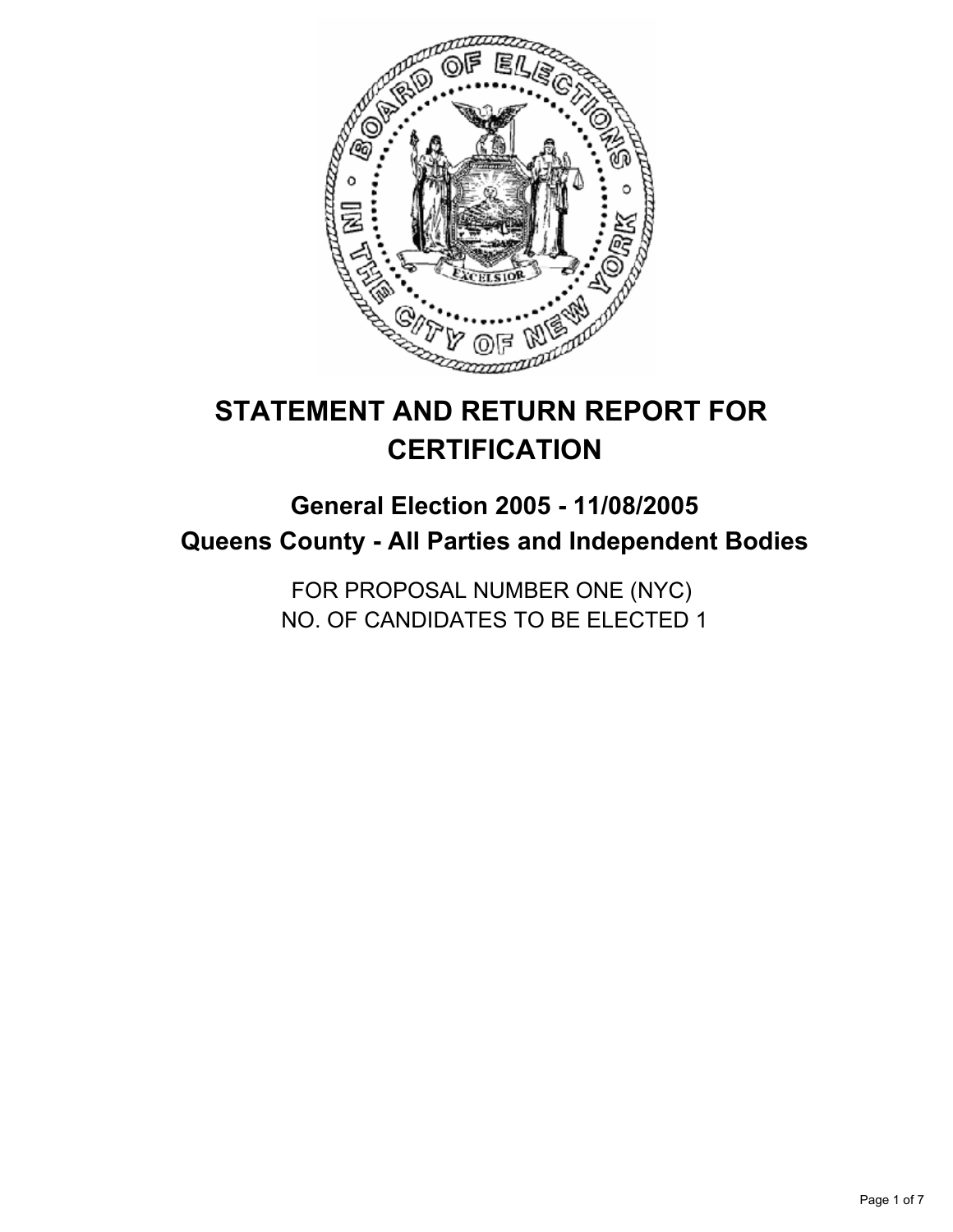# STATEMENT AND RETURN REPORT FOR CERTIFICATION

## General Election 2005 - 11/08/2005
## Queens County - All Parties and Independent Bodies

FOR PROPOSAL NUMBER ONE (NYC)
NO. OF CANDIDATES TO BE ELECTED 1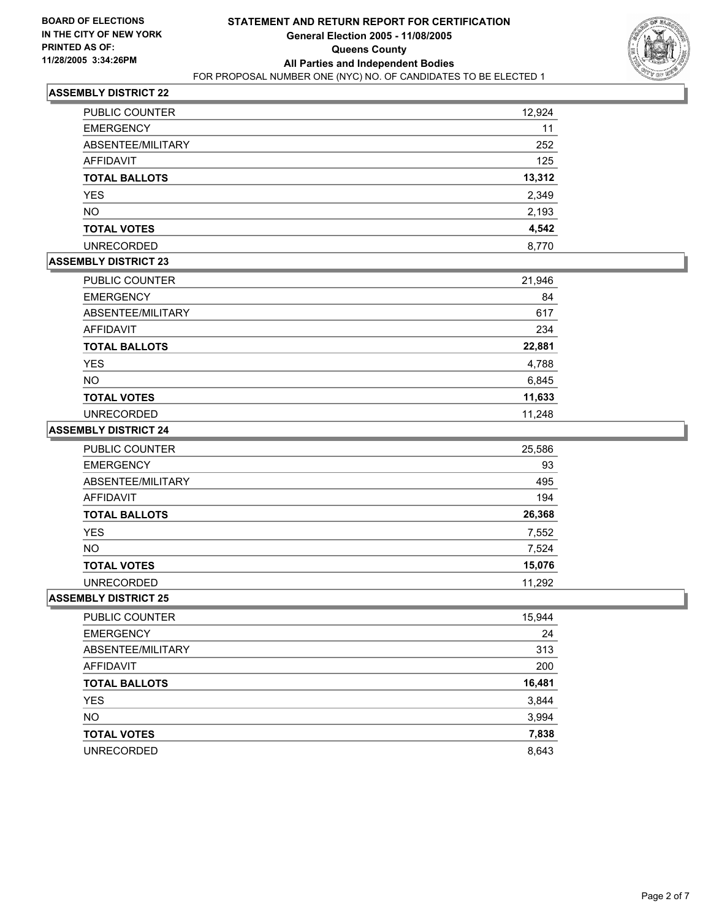**BOARD OF ELECTIONS IN THE CITY OF NEW YORK**
**PRINTED AS OF: 11/28/2005 3:34:26PM**

# STATEMENT AND RETURN REPORT FOR CERTIFICATION
## General Election 2005 - 11/08/2005
## Queens County
## All Parties and Independent Bodies
FOR PROPOSAL NUMBER ONE (NYC) NO. OF CANDIDATES TO BE ELECTED 1

### ASSEMBLY DISTRICT 22

| | |
|---|---|
| PUBLIC COUNTER | 12,924 |
| EMERGENCY | 11 |
| ABSENTEE/MILITARY | 252 |
| AFFIDAVIT | 125 |
| **TOTAL BALLOTS** | **13,312** |
| YES | 2,349 |
| NO | 2,193 |
| **TOTAL VOTES** | **4,542** |
| UNRECORDED | 8,770 |

### ASSEMBLY DISTRICT 23

| | |
|---|---|
| PUBLIC COUNTER | 21,946 |
| EMERGENCY | 84 |
| ABSENTEE/MILITARY | 617 |
| AFFIDAVIT | 234 |
| **TOTAL BALLOTS** | **22,881** |
| YES | 4,788 |
| NO | 6,845 |
| **TOTAL VOTES** | **11,633** |
| UNRECORDED | 11,248 |

### ASSEMBLY DISTRICT 24

| | |
|---|---|
| PUBLIC COUNTER | 25,586 |
| EMERGENCY | 93 |
| ABSENTEE/MILITARY | 495 |
| AFFIDAVIT | 194 |
| **TOTAL BALLOTS** | **26,368** |
| YES | 7,552 |
| NO | 7,524 |
| **TOTAL VOTES** | **15,076** |
| UNRECORDED | 11,292 |

### ASSEMBLY DISTRICT 25

| | |
|---|---|
| PUBLIC COUNTER | 15,944 |
| EMERGENCY | 24 |
| ABSENTEE/MILITARY | 313 |
| AFFIDAVIT | 200 |
| **TOTAL BALLOTS** | **16,481** |
| YES | 3,844 |
| NO | 3,994 |
| **TOTAL VOTES** | **7,838** |
| UNRECORDED | 8,643 |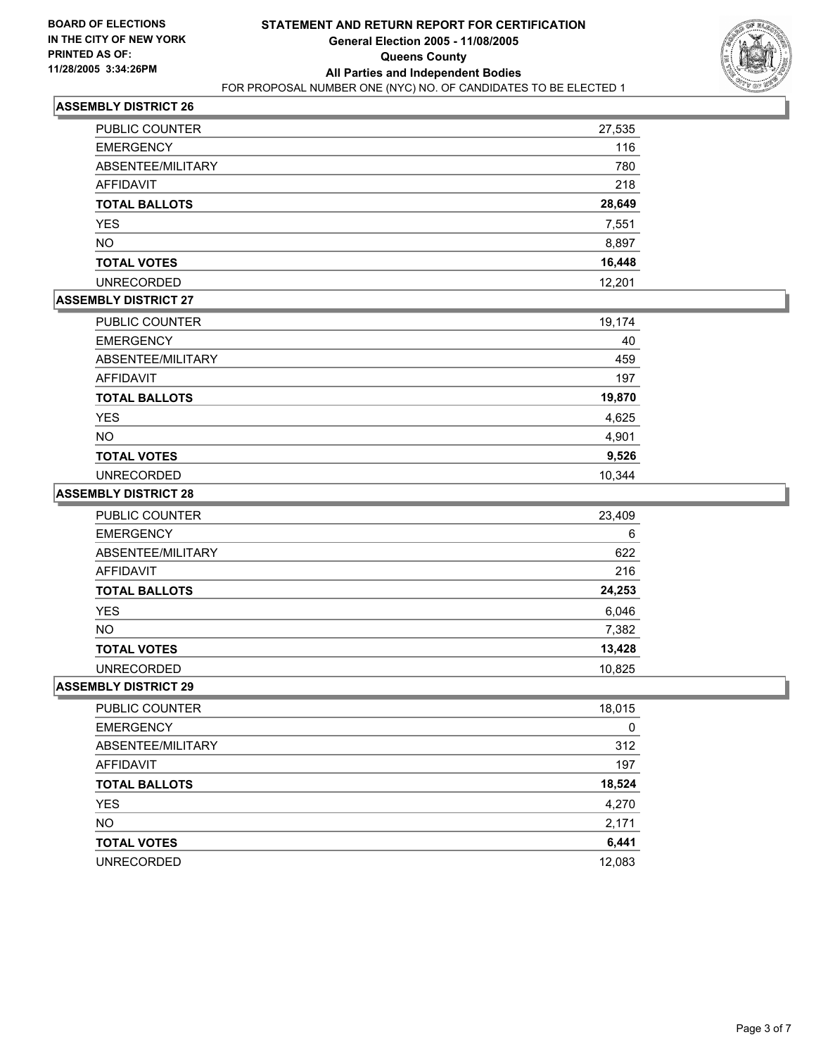**BOARD OF ELECTIONS IN THE CITY OF NEW YORK**
**PRINTED AS OF:**
**11/28/2005 3:34:26PM**

# STATEMENT AND RETURN REPORT FOR CERTIFICATION
## General Election 2005 - 11/08/2005
## Queens County
## All Parties and Independent Bodies
FOR PROPOSAL NUMBER ONE (NYC) NO. OF CANDIDATES TO BE ELECTED 1

### ASSEMBLY DISTRICT 26

| | |
|---|---|
| PUBLIC COUNTER | 27,535 |
| EMERGENCY | 116 |
| ABSENTEE/MILITARY | 780 |
| AFFIDAVIT | 218 |
| **TOTAL BALLOTS** | **28,649** |
| YES | 7,551 |
| NO | 8,897 |
| **TOTAL VOTES** | **16,448** |
| UNRECORDED | 12,201 |

### ASSEMBLY DISTRICT 27

| | |
|---|---|
| PUBLIC COUNTER | 19,174 |
| EMERGENCY | 40 |
| ABSENTEE/MILITARY | 459 |
| AFFIDAVIT | 197 |
| **TOTAL BALLOTS** | **19,870** |
| YES | 4,625 |
| NO | 4,901 |
| **TOTAL VOTES** | **9,526** |
| UNRECORDED | 10,344 |

### ASSEMBLY DISTRICT 28

| | |
|---|---|
| PUBLIC COUNTER | 23,409 |
| EMERGENCY | 6 |
| ABSENTEE/MILITARY | 622 |
| AFFIDAVIT | 216 |
| **TOTAL BALLOTS** | **24,253** |
| YES | 6,046 |
| NO | 7,382 |
| **TOTAL VOTES** | **13,428** |
| UNRECORDED | 10,825 |

### ASSEMBLY DISTRICT 29

| | |
|---|---|
| PUBLIC COUNTER | 18,015 |
| EMERGENCY | 0 |
| ABSENTEE/MILITARY | 312 |
| AFFIDAVIT | 197 |
| **TOTAL BALLOTS** | **18,524** |
| YES | 4,270 |
| NO | 2,171 |
| **TOTAL VOTES** | **6,441** |
| UNRECORDED | 12,083 |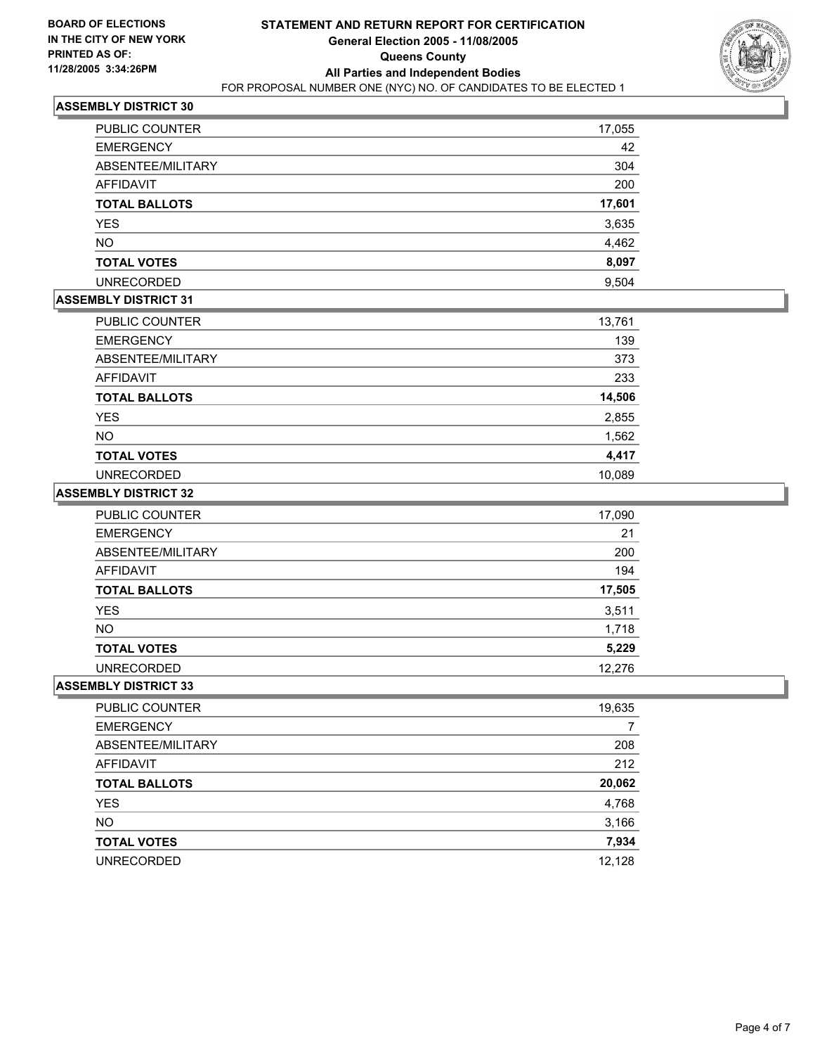**BOARD OF ELECTIONS IN THE CITY OF NEW YORK PRINTED AS OF: 11/28/2005 3:34:26PM**

# STATEMENT AND RETURN REPORT FOR CERTIFICATION

## General Election 2005 - 11/08/2005

## Queens County

## All Parties and Independent Bodies

FOR PROPOSAL NUMBER ONE (NYC) NO. OF CANDIDATES TO BE ELECTED 1

### ASSEMBLY DISTRICT 30

| | |
|---|---|
| PUBLIC COUNTER | 17,055 |
| EMERGENCY | 42 |
| ABSENTEE/MILITARY | 304 |
| AFFIDAVIT | 200 |
| **TOTAL BALLOTS** | **17,601** |
| YES | 3,635 |
| NO | 4,462 |
| **TOTAL VOTES** | **8,097** |
| UNRECORDED | 9,504 |

### ASSEMBLY DISTRICT 31

| | |
|---|---|
| PUBLIC COUNTER | 13,761 |
| EMERGENCY | 139 |
| ABSENTEE/MILITARY | 373 |
| AFFIDAVIT | 233 |
| **TOTAL BALLOTS** | **14,506** |
| YES | 2,855 |
| NO | 1,562 |
| **TOTAL VOTES** | **4,417** |
| UNRECORDED | 10,089 |

### ASSEMBLY DISTRICT 32

| | |
|---|---|
| PUBLIC COUNTER | 17,090 |
| EMERGENCY | 21 |
| ABSENTEE/MILITARY | 200 |
| AFFIDAVIT | 194 |
| **TOTAL BALLOTS** | **17,505** |
| YES | 3,511 |
| NO | 1,718 |
| **TOTAL VOTES** | **5,229** |
| UNRECORDED | 12,276 |

### ASSEMBLY DISTRICT 33

| | |
|---|---|
| PUBLIC COUNTER | 19,635 |
| EMERGENCY | 7 |
| ABSENTEE/MILITARY | 208 |
| AFFIDAVIT | 212 |
| **TOTAL BALLOTS** | **20,062** |
| YES | 4,768 |
| NO | 3,166 |
| **TOTAL VOTES** | **7,934** |
| UNRECORDED | 12,128 |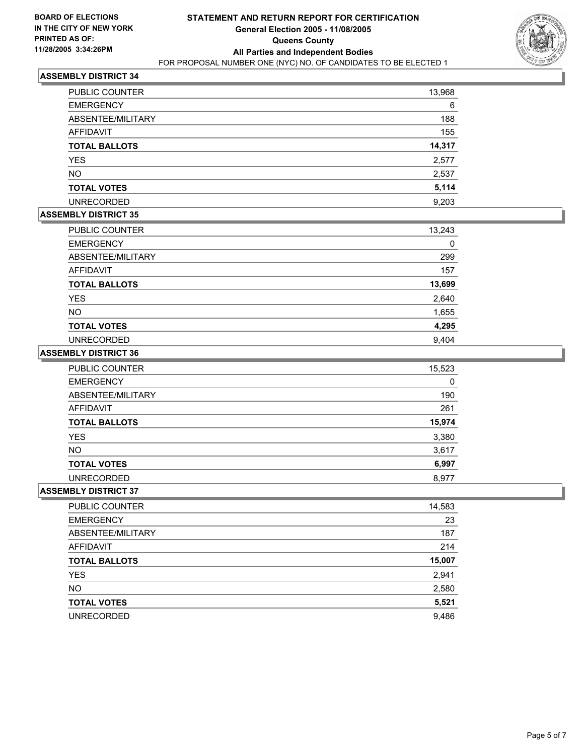**BOARD OF ELECTIONS IN THE CITY OF NEW YORK**
**PRINTED AS OF: 11/28/2005 3:34:26PM**

# STATEMENT AND RETURN REPORT FOR CERTIFICATION
## General Election 2005 - 11/08/2005
## Queens County
## All Parties and Independent Bodies
FOR PROPOSAL NUMBER ONE (NYC) NO. OF CANDIDATES TO BE ELECTED 1

### ASSEMBLY DISTRICT 34

| | |
|---|---|
| PUBLIC COUNTER | 13,968 |
| EMERGENCY | 6 |
| ABSENTEE/MILITARY | 188 |
| AFFIDAVIT | 155 |
| **TOTAL BALLOTS** | **14,317** |
| YES | 2,577 |
| NO | 2,537 |
| **TOTAL VOTES** | **5,114** |
| UNRECORDED | 9,203 |

### ASSEMBLY DISTRICT 35

| | |
|---|---|
| PUBLIC COUNTER | 13,243 |
| EMERGENCY | 0 |
| ABSENTEE/MILITARY | 299 |
| AFFIDAVIT | 157 |
| **TOTAL BALLOTS** | **13,699** |
| YES | 2,640 |
| NO | 1,655 |
| **TOTAL VOTES** | **4,295** |
| UNRECORDED | 9,404 |

### ASSEMBLY DISTRICT 36

| | |
|---|---|
| PUBLIC COUNTER | 15,523 |
| EMERGENCY | 0 |
| ABSENTEE/MILITARY | 190 |
| AFFIDAVIT | 261 |
| **TOTAL BALLOTS** | **15,974** |
| YES | 3,380 |
| NO | 3,617 |
| **TOTAL VOTES** | **6,997** |
| UNRECORDED | 8,977 |

### ASSEMBLY DISTRICT 37

| | |
|---|---|
| PUBLIC COUNTER | 14,583 |
| EMERGENCY | 23 |
| ABSENTEE/MILITARY | 187 |
| AFFIDAVIT | 214 |
| **TOTAL BALLOTS** | **15,007** |
| YES | 2,941 |
| NO | 2,580 |
| **TOTAL VOTES** | **5,521** |
| UNRECORDED | 9,486 |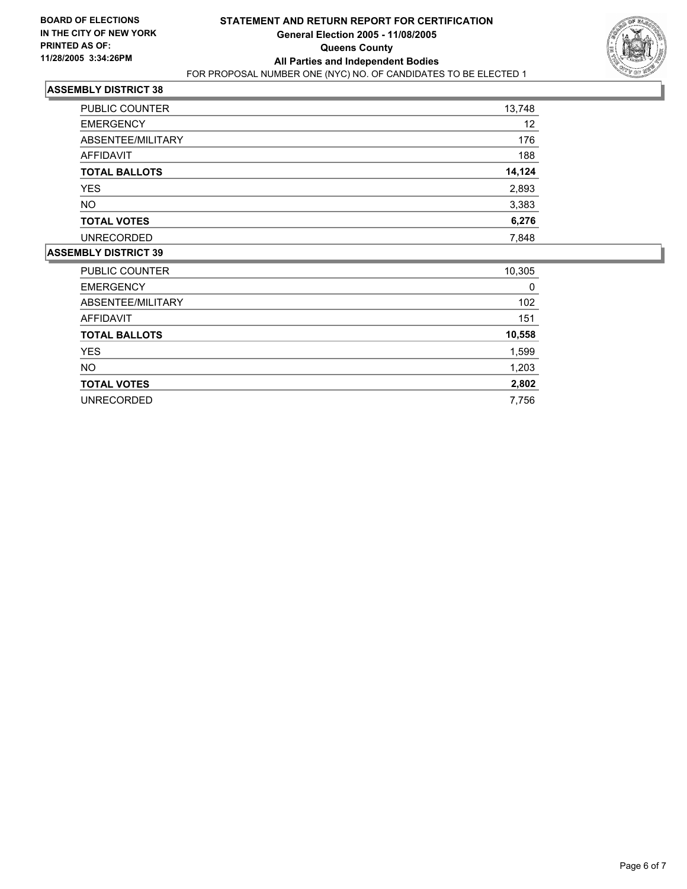**BOARD OF ELECTIONS IN THE CITY OF NEW YORK**
**PRINTED AS OF: 11/28/2005 3:34:26PM**

# STATEMENT AND RETURN REPORT FOR CERTIFICATION
## General Election 2005 - 11/08/2005
## Queens County
## All Parties and Independent Bodies

FOR PROPOSAL NUMBER ONE (NYC) NO. OF CANDIDATES TO BE ELECTED 1

### ASSEMBLY DISTRICT 38

| | |
|---|---|
| PUBLIC COUNTER | 13,748 |
| EMERGENCY | 12 |
| ABSENTEE/MILITARY | 176 |
| AFFIDAVIT | 188 |
| **TOTAL BALLOTS** | **14,124** |
| YES | 2,893 |
| NO | 3,383 |
| **TOTAL VOTES** | **6,276** |
| UNRECORDED | 7,848 |

### ASSEMBLY DISTRICT 39

| | |
|---|---|
| PUBLIC COUNTER | 10,305 |
| EMERGENCY | 0 |
| ABSENTEE/MILITARY | 102 |
| AFFIDAVIT | 151 |
| **TOTAL BALLOTS** | **10,558** |
| YES | 1,599 |
| NO | 1,203 |
| **TOTAL VOTES** | **2,802** |
| UNRECORDED | 7,756 |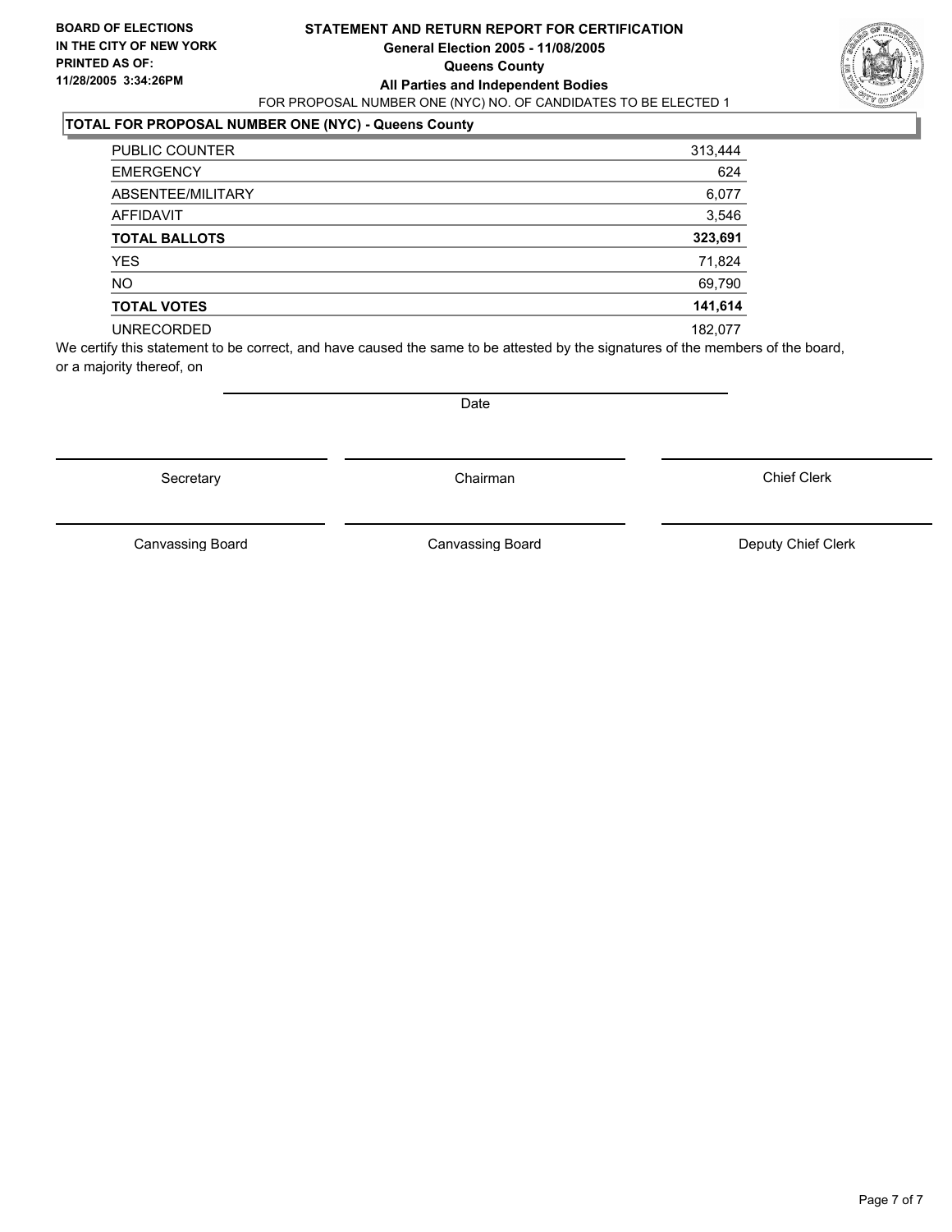**BOARD OF ELECTIONS IN THE CITY OF NEW YORK**
**PRINTED AS OF: 11/28/2005 3:34:26PM**

# STATEMENT AND RETURN REPORT FOR CERTIFICATION
## General Election 2005 - 11/08/2005
## Queens County
## All Parties and Independent Bodies

FOR PROPOSAL NUMBER ONE (NYC) NO. OF CANDIDATES TO BE ELECTED 1

### TOTAL FOR PROPOSAL NUMBER ONE (NYC) - Queens County

| | |
|---|---|
| PUBLIC COUNTER | 313,444 |
| EMERGENCY | 624 |
| ABSENTEE/MILITARY | 6,077 |
| AFFIDAVIT | 3,546 |
| **TOTAL BALLOTS** | **323,691** |
| YES | 71,824 |
| NO | 69,790 |
| **TOTAL VOTES** | **141,614** |
| UNRECORDED | 182,077 |

We certify this statement to be correct, and have caused the same to be attested by the signatures of the members of the board, or a majority thereof, on

Date

Secretary

Chairman

Chief Clerk

Canvassing Board

Canvassing Board

Deputy Chief Clerk